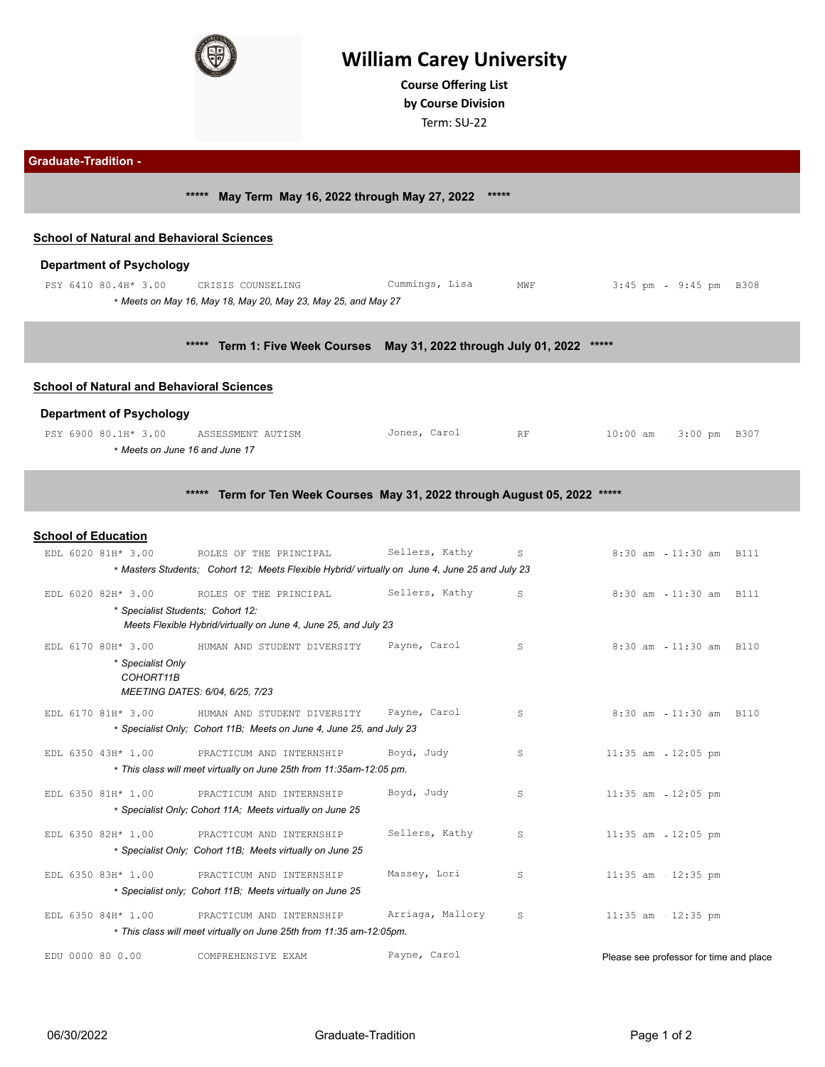# William Carey University

**Course Offering List**

**by Course Division**

Term: SU-22

## Graduate-Tradition -

### \*\*\*\*\* May Term May 16, 2022 through May 27, 2022 \*\*\*\*\*

**School of Natural and Behavioral Sciences**

**Department of Psychology**

| Course | Title | Instructor | Days | Time | Room |
|---|---|---|---|---|---|
| PSY 6410 80.4H* 3.00 | CRISIS COUNSELING | Cummings, Lisa | MWF | 3:45 pm - 9:45 pm | B308 |

*\* Meets on May 16, May 18, May 20, May 23, May 25, and May 27*

### \*\*\*\*\* Term 1: Five Week Courses May 31, 2022 through July 01, 2022 \*\*\*\*\*

**School of Natural and Behavioral Sciences**

**Department of Psychology**

| Course | Title | Instructor | Days | Time | Room |
|---|---|---|---|---|---|
| PSY 6900 80.1H* 3.00 | ASSESSMENT AUTISM | Jones, Carol | RF | 10:00 am - 3:00 pm | B307 |

*\* Meets on June 16 and June 17*

### \*\*\*\*\* Term for Ten Week Courses May 31, 2022 through August 05, 2022 \*\*\*\*\*

**School of Education**

| Course | Title | Instructor | Days | Time | Room |
|---|---|---|---|---|---|
| EDL 6020 81H* 3.00 | ROLES OF THE PRINCIPAL | Sellers, Kathy | S | 8:30 am - 11:30 am | B111 |

*\* Masters Students; Cohort 12; Meets Flexible Hybrid/ virtually on June 4, June 25 and July 23*

| Course | Title | Instructor | Days | Time | Room |
|---|---|---|---|---|---|
| EDL 6020 82H* 3.00 | ROLES OF THE PRINCIPAL | Sellers, Kathy | S | 8:30 am - 11:30 am | B111 |

*\* Specialist Students; Cohort 12:*
*Meets Flexible Hybrid/virtually on June 4, June 25, and July 23*

| Course | Title | Instructor | Days | Time | Room |
|---|---|---|---|---|---|
| EDL 6170 80H* 3.00 | HUMAN AND STUDENT DIVERSITY | Payne, Carol | S | 8:30 am - 11:30 am | B110 |

*\* Specialist Only*
*COHORT11B*
*MEETING DATES: 6/04, 6/25, 7/23*

| Course | Title | Instructor | Days | Time | Room |
|---|---|---|---|---|---|
| EDL 6170 81H* 3.00 | HUMAN AND STUDENT DIVERSITY | Payne, Carol | S | 8:30 am - 11:30 am | B110 |

*\* Specialist Only; Cohort 11B; Meets on June 4, June 25, and July 23*

| Course | Title | Instructor | Days | Time | Room |
|---|---|---|---|---|---|
| EDL 6350 43H* 1.00 | PRACTICUM AND INTERNSHIP | Boyd, Judy | S | 11:35 am - 12:05 pm | |

*\* This class will meet virtually on June 25th from 11:35am-12:05 pm.*

| Course | Title | Instructor | Days | Time | Room |
|---|---|---|---|---|---|
| EDL 6350 81H* 1.00 | PRACTICUM AND INTERNSHIP | Boyd, Judy | S | 11:35 am - 12:05 pm | |

*\* Specialist Only; Cohort 11A; Meets virtually on June 25*

| Course | Title | Instructor | Days | Time | Room |
|---|---|---|---|---|---|
| EDL 6350 82H* 1.00 | PRACTICUM AND INTERNSHIP | Sellers, Kathy | S | 11:35 am - 12:05 pm | |

*\* Specialist Only; Cohort 11B; Meets virtually on June 25*

| Course | Title | Instructor | Days | Time | Room |
|---|---|---|---|---|---|
| EDL 6350 83H* 1.00 | PRACTICUM AND INTERNSHIP | Massey, Lori | S | 11:35 am - 12:35 pm | |

*\* Specialist only; Cohort 11B; Meets virtually on June 25*

| Course | Title | Instructor | Days | Time | Room |
|---|---|---|---|---|---|
| EDL 6350 84H* 1.00 | PRACTICUM AND INTERNSHIP | Arriaga, Mallory | S | 11:35 am - 12:35 pm | |

*\* This class will meet virtually on June 25th from 11:35 am-12:05pm.*

| Course | Title | Instructor | Days | Time | Room |
|---|---|---|---|---|---|
| EDU 0000 80 0.00 | COMPREHENSIVE EXAM | Payne, Carol | | Please see professor for time and place | |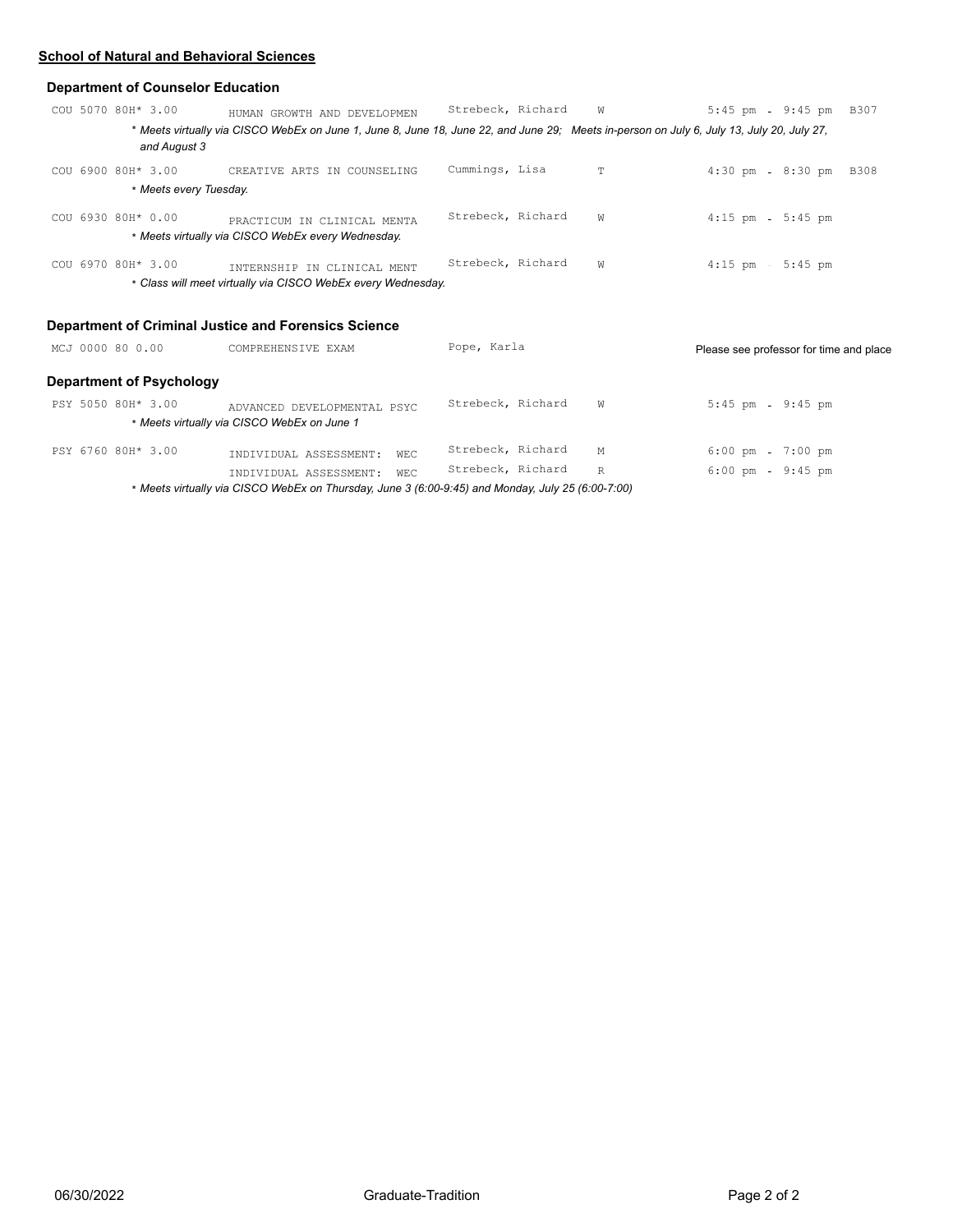## School of Natural and Behavioral Sciences

### Department of Counselor Education

| | | | | | |
|---|---|---|---|---|---|
| COU 5070 80H* 3.00 | HUMAN GROWTH AND DEVELOPMEN | Strebeck, Richard | W | 5:45 pm - 9:45 pm | B307 |

* *Meets virtually via CISCO WebEx on June 1, June 8, June 18, June 22, and June 29; Meets in-person on July 6, July 13, July 20, July 27, and August 3*

| | | | | | |
|---|---|---|---|---|---|
| COU 6900 80H* 3.00 | CREATIVE ARTS IN COUNSELING | Cummings, Lisa | T | 4:30 pm - 8:30 pm | B308 |

* *Meets every Tuesday.*

| | | | | |
|---|---|---|---|---|
| COU 6930 80H* 0.00 | PRACTICUM IN CLINICAL MENTA | Strebeck, Richard | W | 4:15 pm - 5:45 pm |

* *Meets virtually via CISCO WebEx every Wednesday.*

| | | | | |
|---|---|---|---|---|
| COU 6970 80H* 3.00 | INTERNSHIP IN CLINICAL MENT | Strebeck, Richard | W | 4:15 pm - 5:45 pm |

* *Class will meet virtually via CISCO WebEx every Wednesday.*

### Department of Criminal Justice and Forensics Science

| | | | |
|---|---|---|---|
| MCJ 0000 80 0.00 | COMPREHENSIVE EXAM | Pope, Karla | Please see professor for time and place |

### Department of Psychology

| | | | | |
|---|---|---|---|---|
| PSY 5050 80H* 3.00 | ADVANCED DEVELOPMENTAL PSYC | Strebeck, Richard | W | 5:45 pm - 9:45 pm |

* *Meets virtually via CISCO WebEx on June 1*

| | | | | |
|---|---|---|---|---|
| PSY 6760 80H* 3.00 | INDIVIDUAL ASSESSMENT: WEC | Strebeck, Richard | M | 6:00 pm - 7:00 pm |
| | INDIVIDUAL ASSESSMENT: WEC | Strebeck, Richard | R | 6:00 pm - 9:45 pm |

* *Meets virtually via CISCO WebEx on Thursday, June 3 (6:00-9:45) and Monday, July 25 (6:00-7:00)*

06/30/2022 Graduate-Tradition